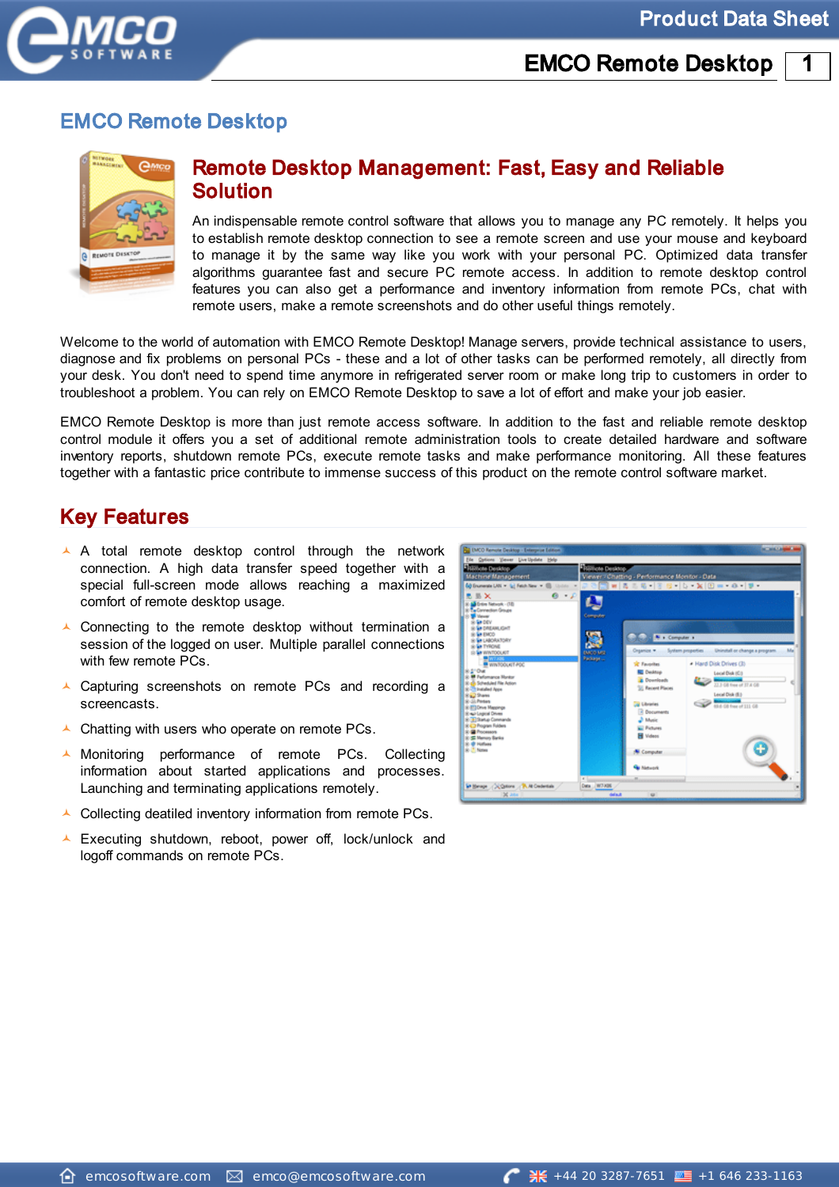# EMCO Remote Desktop

## Remote Desktop Management: Fast, Easy and Reliable Solution

An indispensable remote control software that allows you to manage any PC remotely. It helps you to establish remote desktop connection to see a remote screen and use your mouse and keyboard to manage it by the same way like you work with your personal PC. Optimized data transfer algorithms guarantee fast and secure PC remote access. In addition to remote desktop control features you can also get a performance and inventory information from remote PCs, chat with remote users, make a remote screenshots and do other useful things remotely.

Welcome to the world of automation with EMCO Remote Desktop! Manage servers, provide technical assistance to users, diagnose and fix problems on personal PCs - these and a lot of other tasks can be performed remotely, all directly from your desk. You don't need to spend time anymore in refrigerated server room or make long trip to customers in order to troubleshoot a problem. You can rely on EMCO Remote Desktop to save a lot of effort and make your job easier.

EMCO Remote Desktop is more than just remote access software. In addition to the fast and reliable remote desktop control module it offers you a set of additional remote administration tools to create detailed hardware and software inventory reports, shutdown remote PCs, execute remote tasks and make performance monitoring. All these features together with a fantastic price contribute to immense success of this product on the remote control software market.

## Key Features

- A total remote desktop control through the network connection. A high data transfer speed together with a special full-screen mode allows reaching a maximized comfort of remote desktop usage.
- Connecting to the remote desktop without termination a session of the logged on user. Multiple parallel connections with few remote PCs.
- Capturing screenshots on remote PCs and recording a screencasts.
- Chatting with users who operate on remote PCs.
- Monitoring performance of remote PCs. Collecting information about started applications and processes. Launching and terminating applications remotely.
- Collecting deatiled inventory information from remote PCs.
- Executing shutdown, reboot, power off, lock/unlock and logoff commands on remote PCs.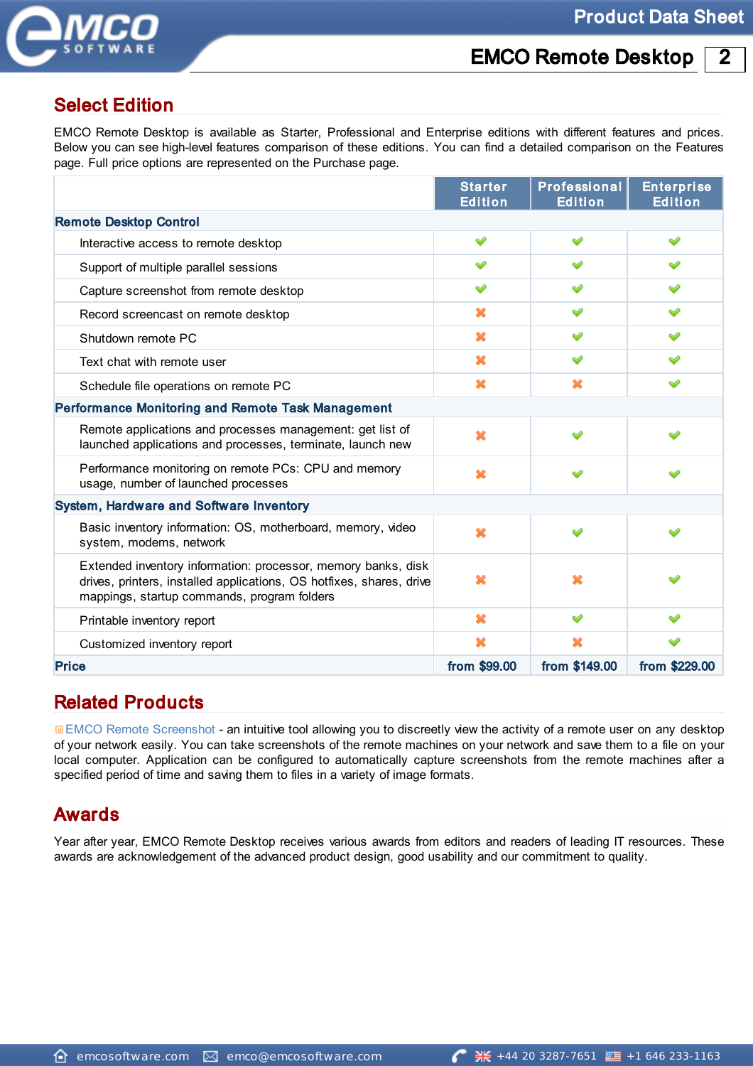## Select Edition

EMCO Remote Desktop is available as Starter, Professional and Enterprise editions with different features and prices. Below you can see high-level features comparison of these editions. You can find a detailed comparison on the Features page. Full price options are represented on the Purchase page.

| | Starter Edition | Professional Edition | Enterprise Edition |
|---|---|---|---|
| **Remote Desktop Control** | | | |
| Interactive access to remote desktop | ✔ | ✔ | ✔ |
| Support of multiple parallel sessions | ✔ | ✔ | ✔ |
| Capture screenshot from remote desktop | ✔ | ✔ | ✔ |
| Record screencast on remote desktop | ✘ | ✔ | ✔ |
| Shutdown remote PC | ✘ | ✔ | ✔ |
| Text chat with remote user | ✘ | ✔ | ✔ |
| Schedule file operations on remote PC | ✘ | ✘ | ✔ |
| **Performance Monitoring and Remote Task Management** | | | |
| Remote applications and processes management: get list of launched applications and processes, terminate, launch new | ✘ | ✔ | ✔ |
| Performance monitoring on remote PCs: CPU and memory usage, number of launched processes | ✘ | ✔ | ✔ |
| **System, Hardware and Software Inventory** | | | |
| Basic inventory information: OS, motherboard, memory, video system, modems, network | ✘ | ✔ | ✔ |
| Extended inventory information: processor, memory banks, disk drives, printers, installed applications, OS hotfixes, shares, drive mappings, startup commands, program folders | ✘ | ✘ | ✔ |
| Printable inventory report | ✘ | ✔ | ✔ |
| Customized inventory report | ✘ | ✘ | ✔ |
| **Price** | **from $99.00** | **from $149.00** | **from $229.00** |

## Related Products

EMCO Remote Screenshot - an intuitive tool allowing you to discreetly view the activity of a remote user on any desktop of your network easily. You can take screenshots of the remote machines on your network and save them to a file on your local computer. Application can be configured to automatically capture screenshots from the remote machines after a specified period of time and saving them to files in a variety of image formats.

## Awards

Year after year, EMCO Remote Desktop receives various awards from editors and readers of leading IT resources. These awards are acknowledgement of the advanced product design, good usability and our commitment to quality.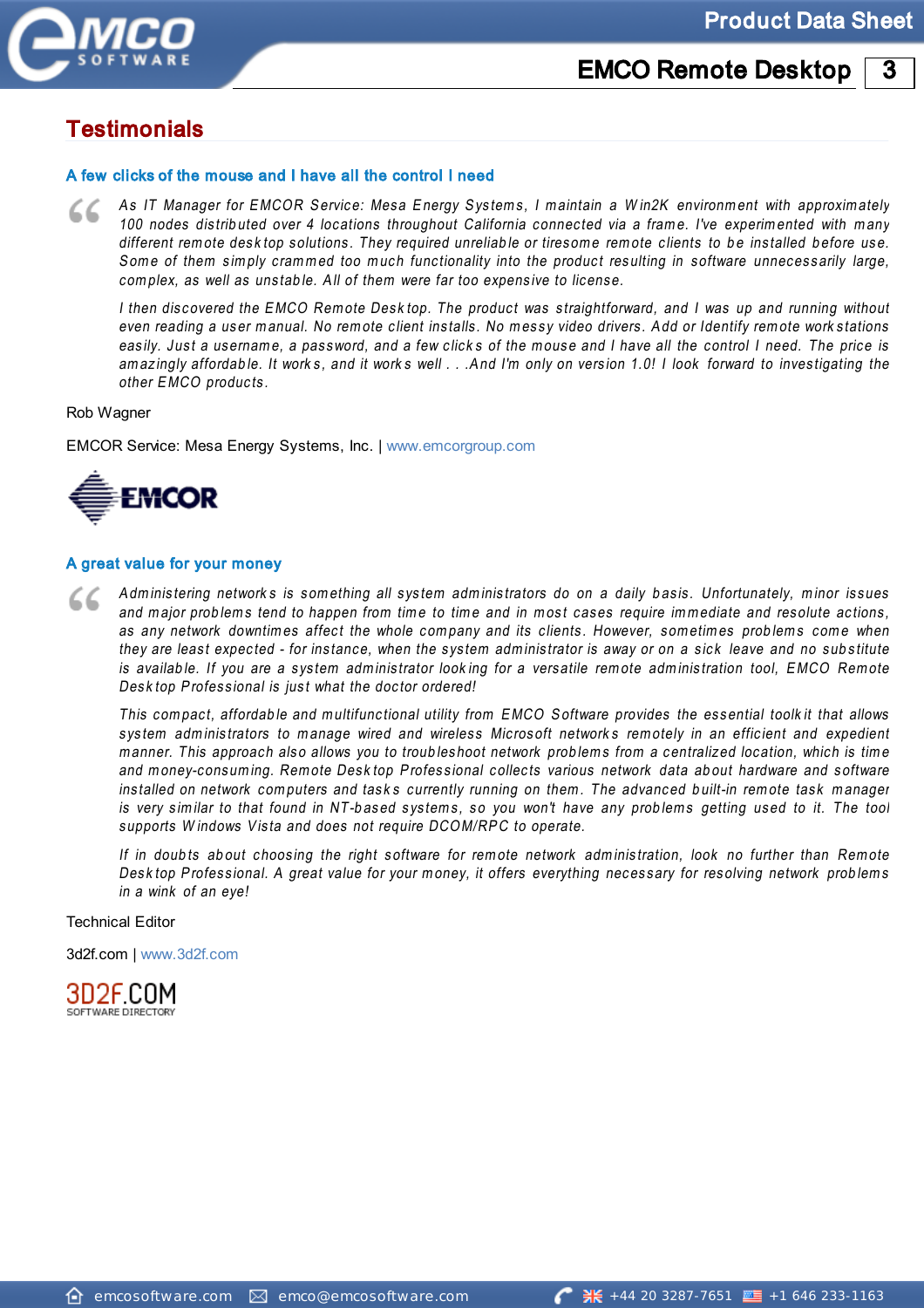## Testimonials

### A few clicks of the mouse and I have all the control I need

*As IT Manager for EMCOR Service: Mesa Energy Systems, I maintain a Win2K environment with approximately 100 nodes distributed over 4 locations throughout California connected via a frame. I've experimented with many different remote desktop solutions. They required unreliable or tiresome remote clients to be installed before use. Some of them simply crammed too much functionality into the product resulting in software unnecessarily large, complex, as well as unstable. All of them were far too expensive to license.*

*I then discovered the EMCO Remote Desktop. The product was straightforward, and I was up and running without even reading a user manual. No remote client installs. No messy video drivers. Add or Identify remote workstations easily. Just a username, a password, and a few clicks of the mouse and I have all the control I need. The price is amazingly affordable. It works, and it works well . . .And I'm only on version 1.0! I look forward to investigating the other EMCO products.*

Rob Wagner

EMCOR Service: Mesa Energy Systems, Inc. | www.emcorgroup.com

### A great value for your money

*Administering networks is something all system administrators do on a daily basis. Unfortunately, minor issues and major problems tend to happen from time to time and in most cases require immediate and resolute actions, as any network downtimes affect the whole company and its clients. However, sometimes problems come when they are least expected - for instance, when the system administrator is away or on a sick leave and no substitute is available. If you are a system administrator looking for a versatile remote administration tool, EMCO Remote Desktop Professional is just what the doctor ordered!*

*This compact, affordable and multifunctional utility from EMCO Software provides the essential toolkit that allows system administrators to manage wired and wireless Microsoft networks remotely in an efficient and expedient manner. This approach also allows you to troubleshoot network problems from a centralized location, which is time and money-consuming. Remote Desktop Professional collects various network data about hardware and software installed on network computers and tasks currently running on them. The advanced built-in remote task manager is very similar to that found in NT-based systems, so you won't have any problems getting used to it. The tool supports Windows Vista and does not require DCOM/RPC to operate.*

*If in doubts about choosing the right software for remote network administration, look no further than Remote Desktop Professional. A great value for your money, it offers everything necessary for resolving network problems in a wink of an eye!*

Technical Editor

3d2f.com | www.3d2f.com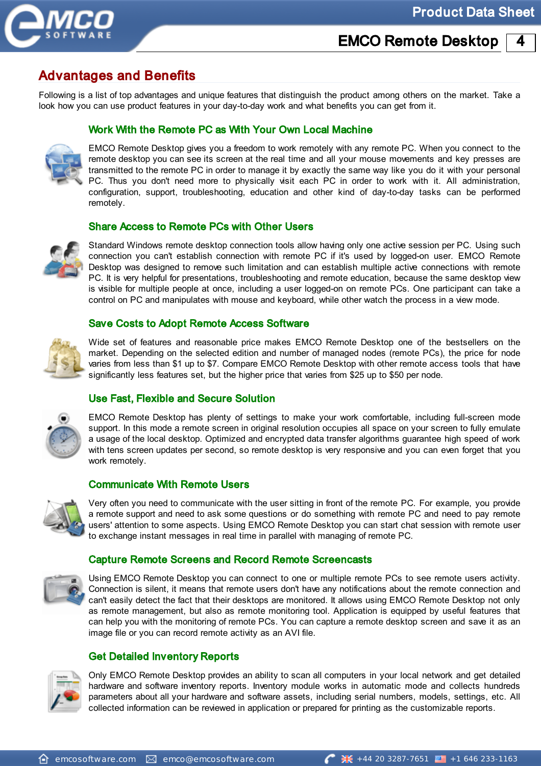## Advantages and Benefits

Following is a list of top advantages and unique features that distinguish the product among others on the market. Take a look how you can use product features in your day-to-day work and what benefits you can get from it.

### Work With the Remote PC as With Your Own Local Machine

EMCO Remote Desktop gives you a freedom to work remotely with any remote PC. When you connect to the remote desktop you can see its screen at the real time and all your mouse movements and key presses are transmitted to the remote PC in order to manage it by exactly the same way like you do it with your personal PC. Thus you don't need more to physically visit each PC in order to work with it. All administration, configuration, support, troubleshooting, education and other kind of day-to-day tasks can be performed remotely.

### Share Access to Remote PCs with Other Users

Standard Windows remote desktop connection tools allow having only one active session per PC. Using such connection you can't establish connection with remote PC if it's used by logged-on user. EMCO Remote Desktop was designed to remove such limitation and can establish multiple active connections with remote PC. It is very helpful for presentations, troubleshooting and remote education, because the same desktop view is visible for multiple people at once, including a user logged-on on remote PCs. One participant can take a control on PC and manipulates with mouse and keyboard, while other watch the process in a view mode.

### Save Costs to Adopt Remote Access Software

Wide set of features and reasonable price makes EMCO Remote Desktop one of the bestsellers on the market. Depending on the selected edition and number of managed nodes (remote PCs), the price for node varies from less than $1 up to $7. Compare EMCO Remote Desktop with other remote access tools that have significantly less features set, but the higher price that varies from $25 up to $50 per node.

### Use Fast, Flexible and Secure Solution

EMCO Remote Desktop has plenty of settings to make your work comfortable, including full-screen mode support. In this mode a remote screen in original resolution occupies all space on your screen to fully emulate a usage of the local desktop. Optimized and encrypted data transfer algorithms guarantee high speed of work with tens screen updates per second, so remote desktop is very responsive and you can even forget that you work remotely.

### Communicate With Remote Users

Very often you need to communicate with the user sitting in front of the remote PC. For example, you provide a remote support and need to ask some questions or do something with remote PC and need to pay remote users' attention to some aspects. Using EMCO Remote Desktop you can start chat session with remote user to exchange instant messages in real time in parallel with managing of remote PC.

### Capture Remote Screens and Record Remote Screencasts

Using EMCO Remote Desktop you can connect to one or multiple remote PCs to see remote users activity. Connection is silent, it means that remote users don't have any notifications about the remote connection and can't easily detect the fact that their desktops are monitored. It allows using EMCO Remote Desktop not only as remote management, but also as remote monitoring tool. Application is equipped by useful features that can help you with the monitoring of remote PCs. You can capture a remote desktop screen and save it as an image file or you can record remote activity as an AVI file.

### Get Detailed Inventory Reports

Only EMCO Remote Desktop provides an ability to scan all computers in your local network and get detailed hardware and software inventory reports. Inventory module works in automatic mode and collects hundreds parameters about all your hardware and software assets, including serial numbers, models, settings, etc. All collected information can be reviewed in application or prepared for printing as the customizable reports.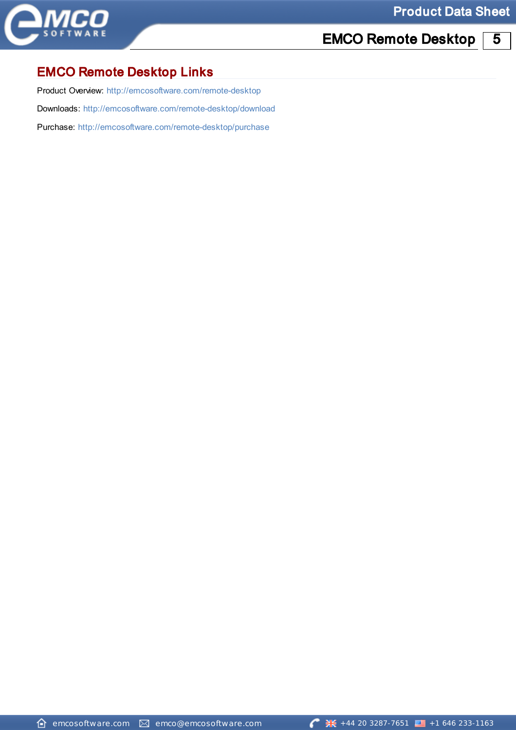## EMCO Remote Desktop Links

Product Overview: http://emcosoftware.com/remote-desktop

Downloads: http://emcosoftware.com/remote-desktop/download

Purchase: http://emcosoftware.com/remote-desktop/purchase